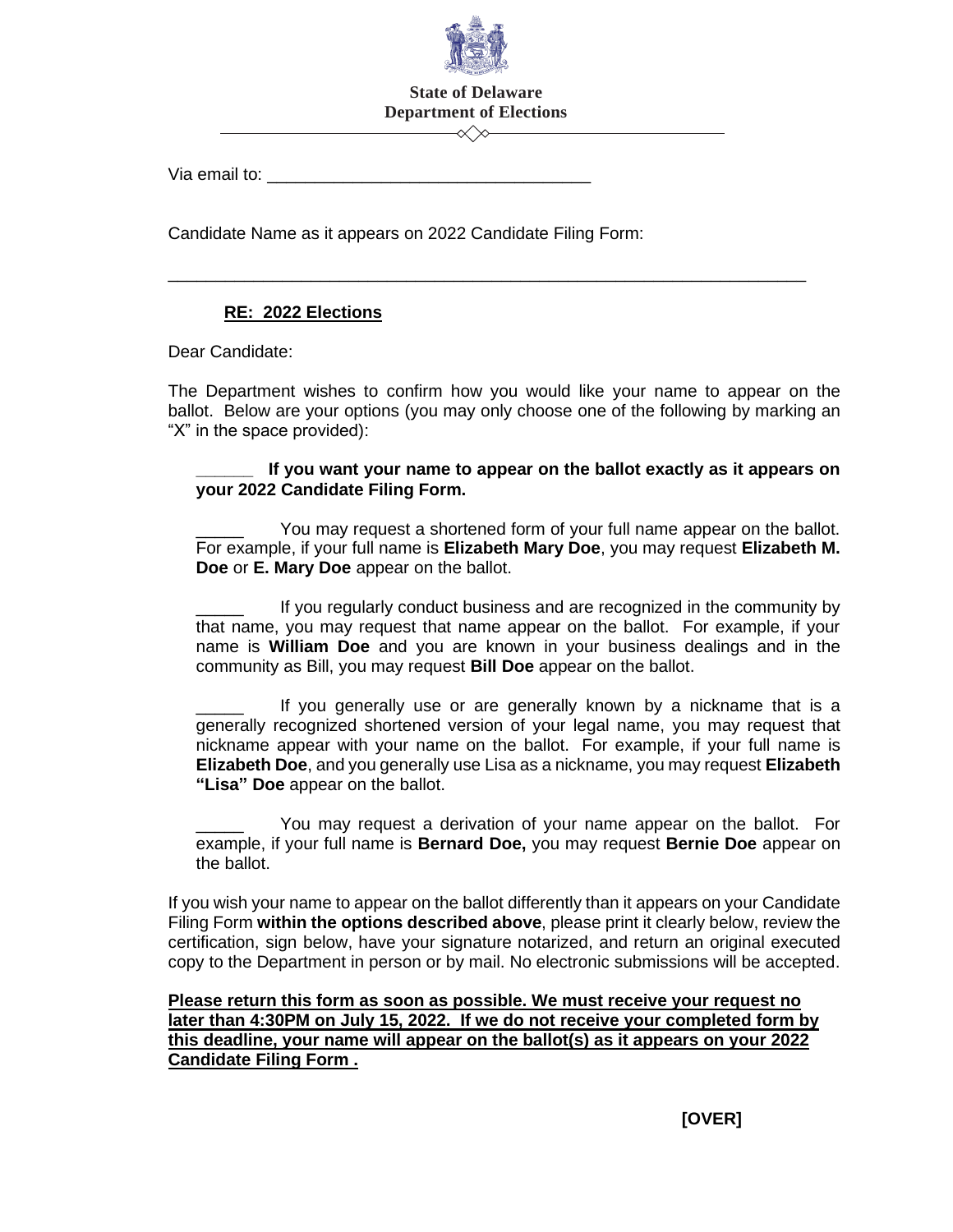**State of Delaware**
**Department of Elections**

Via email to: ___________________________________

Candidate Name as it appears on 2022 Candidate Filing Form:

______________________________________________________________________

**RE: 2022 Elections**

Dear Candidate:

The Department wishes to confirm how you would like your name to appear on the ballot. Below are your options (you may only choose one of the following by marking an "X" in the space provided):

______ **If you want your name to appear on the ballot exactly as it appears on your 2022 Candidate Filing Form.**

_____ You may request a shortened form of your full name appear on the ballot. For example, if your full name is **Elizabeth Mary Doe**, you may request **Elizabeth M. Doe** or **E. Mary Doe** appear on the ballot.

_____ If you regularly conduct business and are recognized in the community by that name, you may request that name appear on the ballot. For example, if your name is **William Doe** and you are known in your business dealings and in the community as Bill, you may request **Bill Doe** appear on the ballot.

_____ If you generally use or are generally known by a nickname that is a generally recognized shortened version of your legal name, you may request that nickname appear with your name on the ballot. For example, if your full name is **Elizabeth Doe**, and you generally use Lisa as a nickname, you may request **Elizabeth "Lisa" Doe** appear on the ballot.

_____ You may request a derivation of your name appear on the ballot. For example, if your full name is **Bernard Doe,** you may request **Bernie Doe** appear on the ballot.

If you wish your name to appear on the ballot differently than it appears on your Candidate Filing Form **within the options described above**, please print it clearly below, review the certification, sign below, have your signature notarized, and return an original executed copy to the Department in person or by mail. No electronic submissions will be accepted.

**Please return this form as soon as possible. We must receive your request no later than 4:30PM on July 15, 2022. If we do not receive your completed form by this deadline, your name will appear on the ballot(s) as it appears on your 2022 Candidate Filing Form .**

**[OVER]**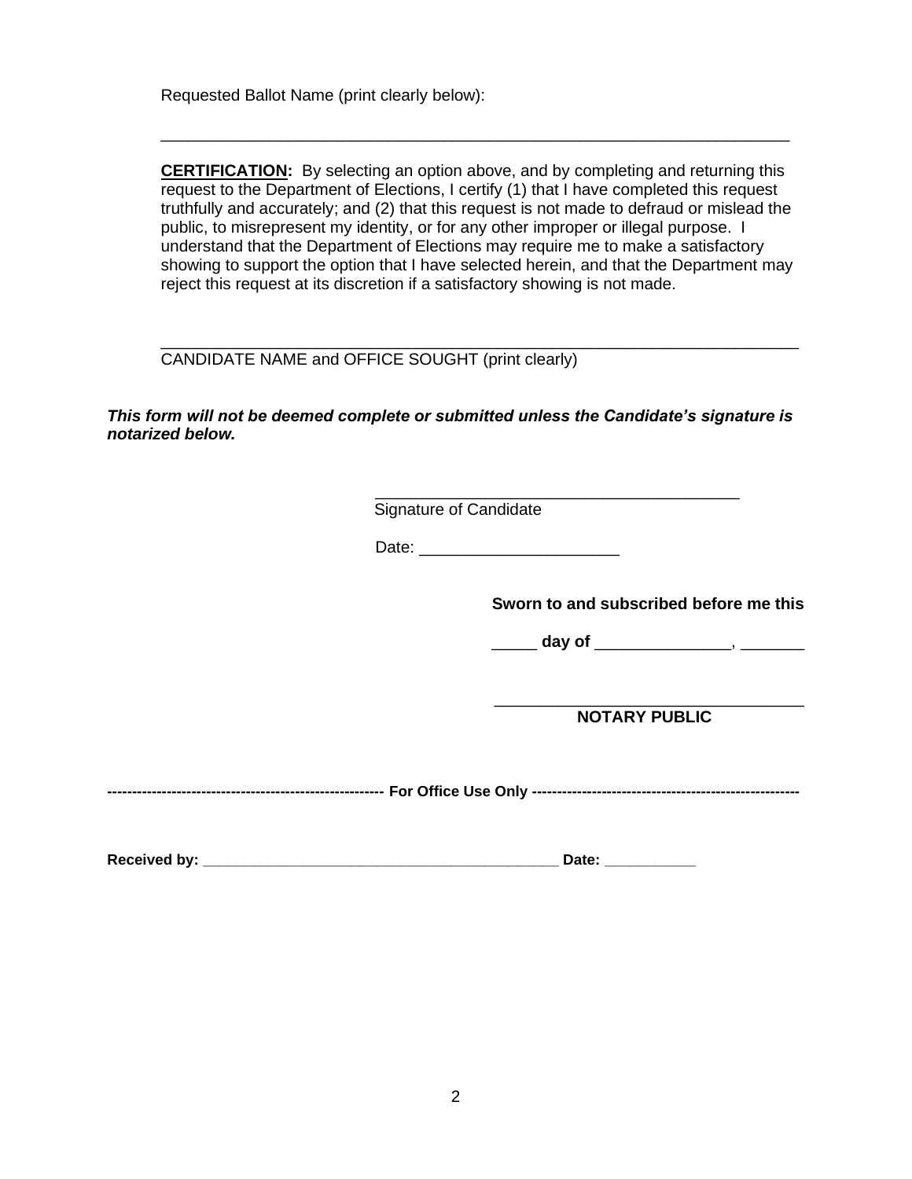Requested Ballot Name (print clearly below):

______________________________________________________________________

**CERTIFICATION:** By selecting an option above, and by completing and returning this request to the Department of Elections, I certify (1) that I have completed this request truthfully and accurately; and (2) that this request is not made to defraud or mislead the public, to misrepresent my identity, or for any other improper or illegal purpose. I understand that the Department of Elections may require me to make a satisfactory showing to support the option that I have selected herein, and that the Department may reject this request at its discretion if a satisfactory showing is not made.

______________________________________________________________________
CANDIDATE NAME and OFFICE SOUGHT (print clearly)

***This form will not be deemed complete or submitted unless the Candidate's signature is notarized below.***

________________________________________
Signature of Candidate

Date: ______________________

**Sworn to and subscribed before me this**

**_____ day of _______________, _______**

__________________________________
**NOTARY PUBLIC**

**-------------------------------------------------------- For Office Use Only ------------------------------------------------------**

**Received by: ____________________________________________ Date: ___________**